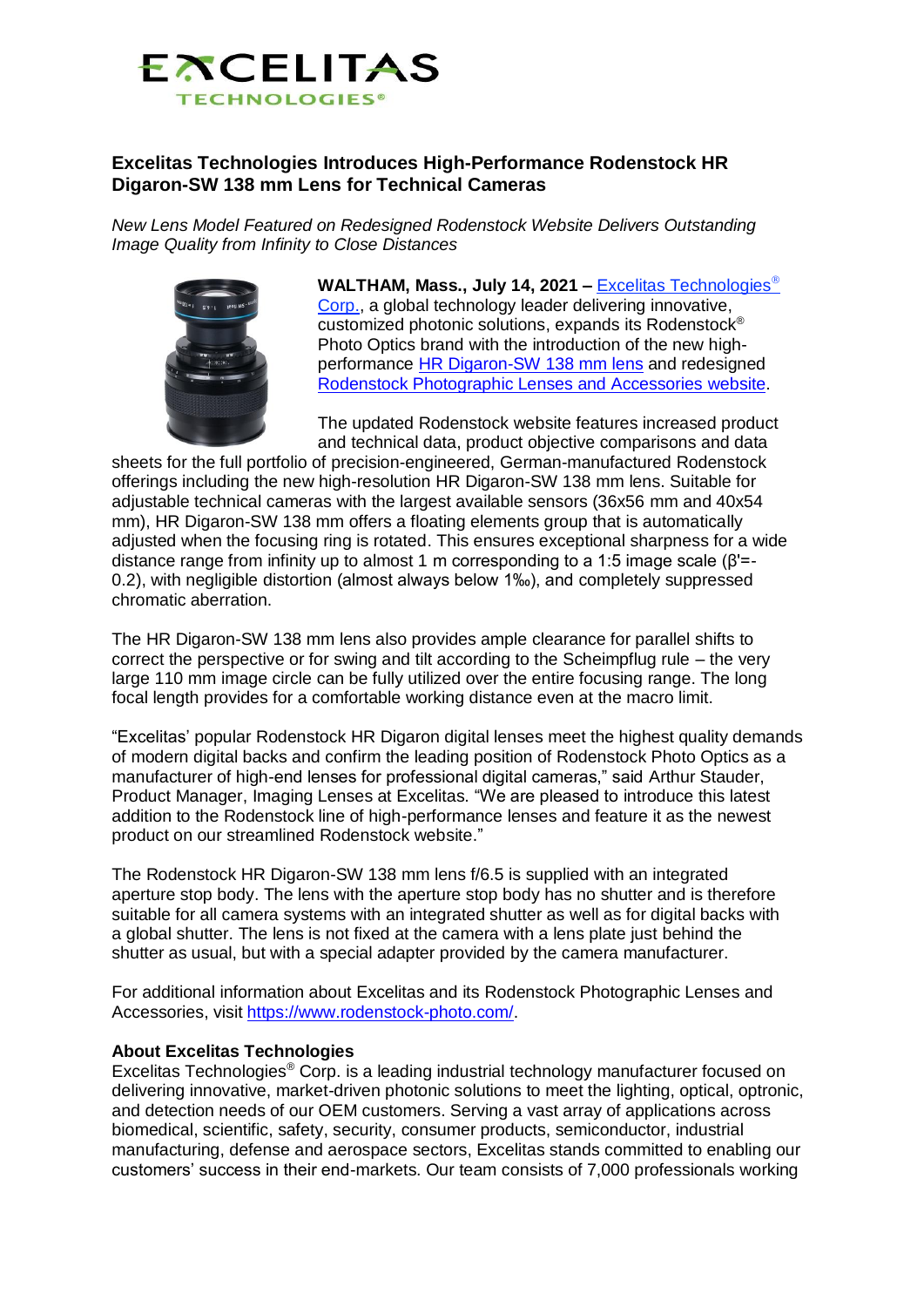# Excelitas Technologies Introduces High-Performance Rodenstock HR Digaron-SW 138 mm Lens for Technical Cameras

*New Lens Model Featured on Redesigned Rodenstock Website Delivers Outstanding Image Quality from Infinity to Close Distances*

**WALTHAM, Mass., July 14, 2021 –** Excelitas Technologies® Corp., a global technology leader delivering innovative, customized photonic solutions, expands its Rodenstock® Photo Optics brand with the introduction of the new high-performance HR Digaron-SW 138 mm lens and redesigned Rodenstock Photographic Lenses and Accessories website.

The updated Rodenstock website features increased product and technical data, product objective comparisons and data sheets for the full portfolio of precision-engineered, German-manufactured Rodenstock offerings including the new high-resolution HR Digaron-SW 138 mm lens. Suitable for adjustable technical cameras with the largest available sensors (36x56 mm and 40x54 mm), HR Digaron-SW 138 mm offers a floating elements group that is automatically adjusted when the focusing ring is rotated. This ensures exceptional sharpness for a wide distance range from infinity up to almost 1 m corresponding to a 1:5 image scale ($\beta'=-0.2$), with negligible distortion (almost always below 1‰), and completely suppressed chromatic aberration.

The HR Digaron-SW 138 mm lens also provides ample clearance for parallel shifts to correct the perspective or for swing and tilt according to the Scheimpflug rule – the very large 110 mm image circle can be fully utilized over the entire focusing range. The long focal length provides for a comfortable working distance even at the macro limit.

"Excelitas' popular Rodenstock HR Digaron digital lenses meet the highest quality demands of modern digital backs and confirm the leading position of Rodenstock Photo Optics as a manufacturer of high-end lenses for professional digital cameras," said Arthur Stauder, Product Manager, Imaging Lenses at Excelitas. "We are pleased to introduce this latest addition to the Rodenstock line of high-performance lenses and feature it as the newest product on our streamlined Rodenstock website."

The Rodenstock HR Digaron-SW 138 mm lens f/6.5 is supplied with an integrated aperture stop body. The lens with the aperture stop body has no shutter and is therefore suitable for all camera systems with an integrated shutter as well as for digital backs with a global shutter. The lens is not fixed at the camera with a lens plate just behind the shutter as usual, but with a special adapter provided by the camera manufacturer.

For additional information about Excelitas and its Rodenstock Photographic Lenses and Accessories, visit https://www.rodenstock-photo.com/.

**About Excelitas Technologies**

Excelitas Technologies® Corp. is a leading industrial technology manufacturer focused on delivering innovative, market-driven photonic solutions to meet the lighting, optical, optronic, and detection needs of our OEM customers. Serving a vast array of applications across biomedical, scientific, safety, security, consumer products, semiconductor, industrial manufacturing, defense and aerospace sectors, Excelitas stands committed to enabling our customers' success in their end-markets. Our team consists of 7,000 professionals working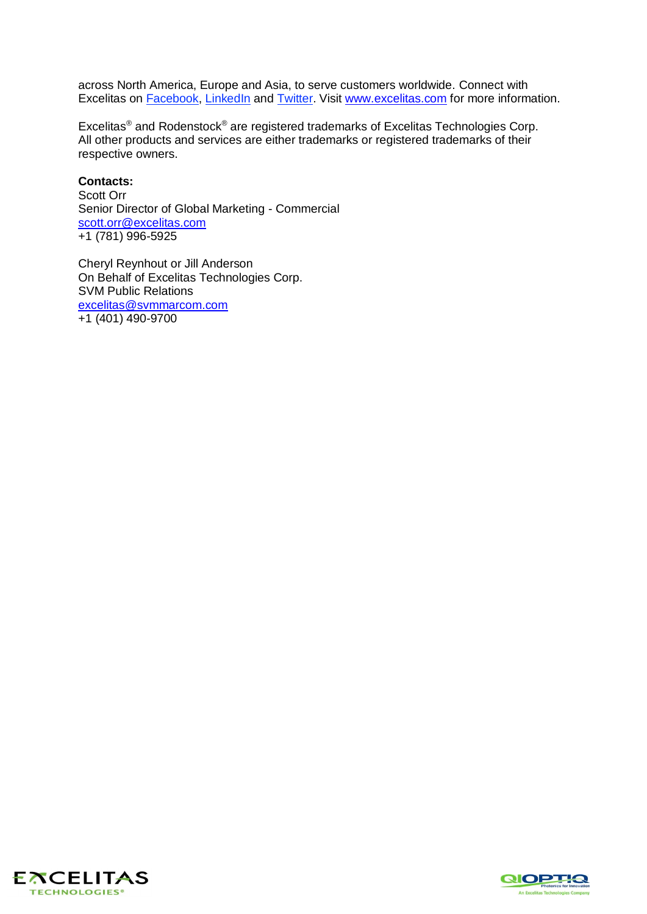across North America, Europe and Asia, to serve customers worldwide. Connect with Excelitas on Facebook, LinkedIn and Twitter. Visit www.excelitas.com for more information.

Excelitas® and Rodenstock® are registered trademarks of Excelitas Technologies Corp. All other products and services are either trademarks or registered trademarks of their respective owners.

**Contacts:**
Scott Orr
Senior Director of Global Marketing - Commercial
scott.orr@excelitas.com
+1 (781) 996-5925

Cheryl Reynhout or Jill Anderson
On Behalf of Excelitas Technologies Corp.
SVM Public Relations
excelitas@svmmarcom.com
+1 (401) 490-9700